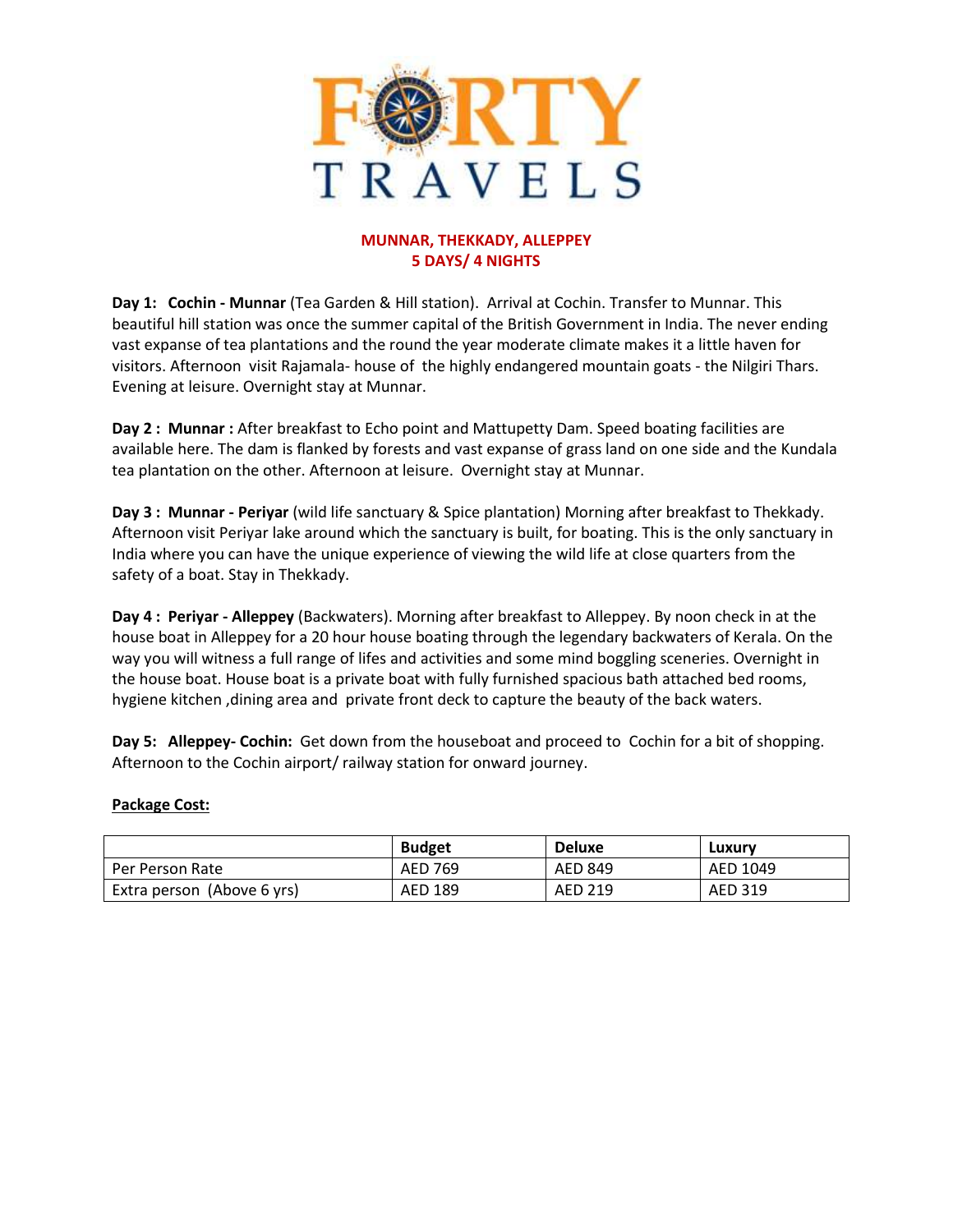# FORTY TRAVELS

## MUNNAR, THEKKADY, ALLEPPEY
## 5 DAYS/ 4 NIGHTS

**Day 1: Cochin - Munnar** (Tea Garden & Hill station). Arrival at Cochin. Transfer to Munnar. This beautiful hill station was once the summer capital of the British Government in India. The never ending vast expanse of tea plantations and the round the year moderate climate makes it a little haven for visitors. Afternoon visit Rajamala- house of the highly endangered mountain goats - the Nilgiri Thars. Evening at leisure. Overnight stay at Munnar.

**Day 2 : Munnar :** After breakfast to Echo point and Mattupetty Dam. Speed boating facilities are available here. The dam is flanked by forests and vast expanse of grass land on one side and the Kundala tea plantation on the other. Afternoon at leisure. Overnight stay at Munnar.

**Day 3 : Munnar - Periyar** (wild life sanctuary & Spice plantation) Morning after breakfast to Thekkady. Afternoon visit Periyar lake around which the sanctuary is built, for boating. This is the only sanctuary in India where you can have the unique experience of viewing the wild life at close quarters from the safety of a boat. Stay in Thekkady.

**Day 4 : Periyar - Alleppey** (Backwaters). Morning after breakfast to Alleppey. By noon check in at the house boat in Alleppey for a 20 hour house boating through the legendary backwaters of Kerala. On the way you will witness a full range of lifes and activities and some mind boggling sceneries. Overnight in the house boat. House boat is a private boat with fully furnished spacious bath attached bed rooms, hygiene kitchen ,dining area and private front deck to capture the beauty of the back waters.

**Day 5: Alleppey- Cochin:** Get down from the houseboat and proceed to Cochin for a bit of shopping. Afternoon to the Cochin airport/ railway station for onward journey.

**Package Cost:**

| | Budget | Deluxe | Luxury |
|---|---|---|---|
| Per Person Rate | AED 769 | AED 849 | AED 1049 |
| Extra person (Above 6 yrs) | AED 189 | AED 219 | AED 319 |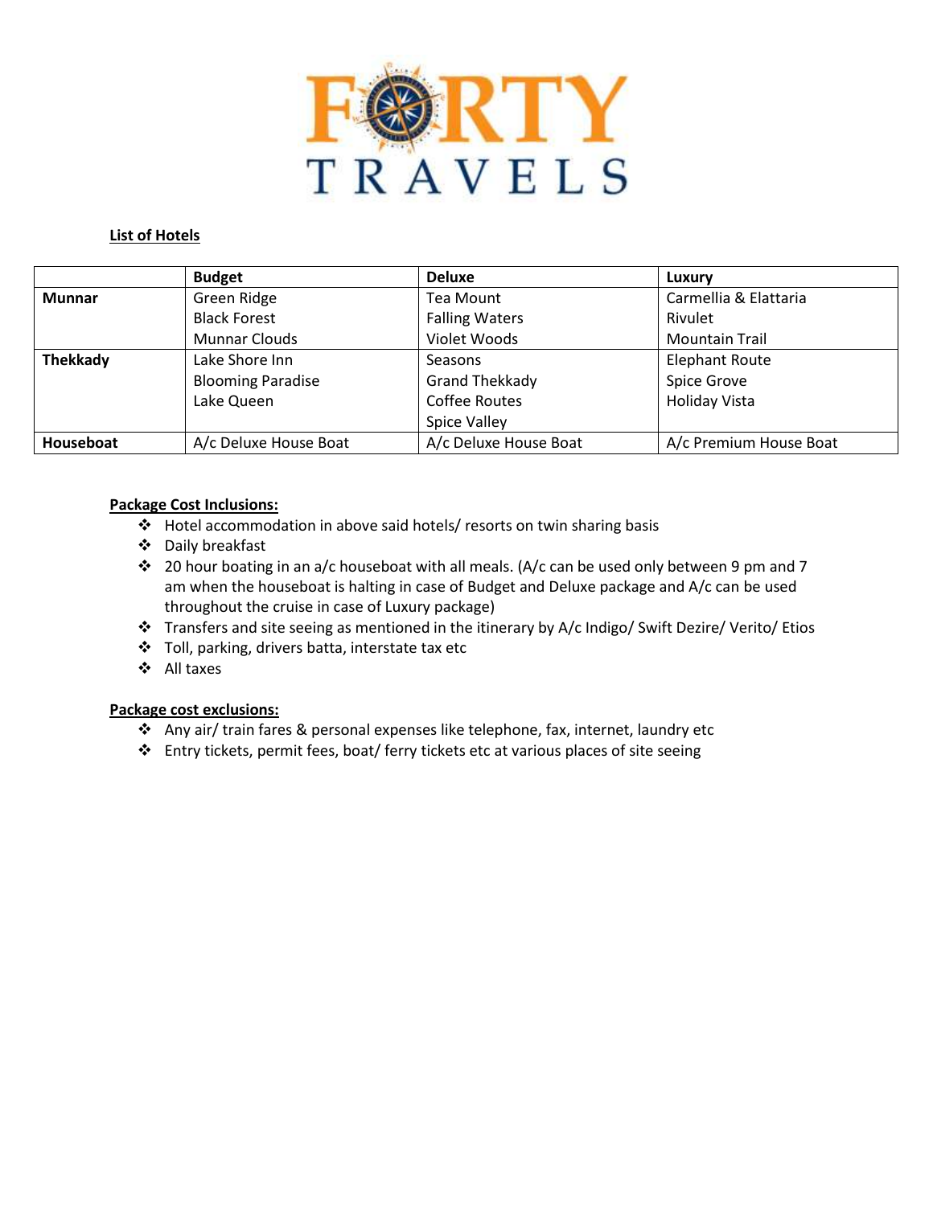**FORTY TRAVELS**

**List of Hotels**

| | Budget | Deluxe | Luxury |
|---|---|---|---|
| **Munnar** | Green Ridge<br>Black Forest<br>Munnar Clouds | Tea Mount<br>Falling Waters<br>Violet Woods | Carmellia & Elattaria<br>Rivulet<br>Mountain Trail |
| **Thekkady** | Lake Shore Inn<br>Blooming Paradise<br>Lake Queen | Seasons<br>Grand Thekkady<br>Coffee Routes<br>Spice Valley | Elephant Route<br>Spice Grove<br>Holiday Vista |
| **Houseboat** | A/c Deluxe House Boat | A/c Deluxe House Boat | A/c Premium House Boat |

**Package Cost Inclusions:**

- Hotel accommodation in above said hotels/ resorts on twin sharing basis
- Daily breakfast
- 20 hour boating in an a/c houseboat with all meals. (A/c can be used only between 9 pm and 7 am when the houseboat is halting in case of Budget and Deluxe package and A/c can be used throughout the cruise in case of Luxury package)
- Transfers and site seeing as mentioned in the itinerary by A/c Indigo/ Swift Dezire/ Verito/ Etios
- Toll, parking, drivers batta, interstate tax etc
- All taxes

**Package cost exclusions:**

- Any air/ train fares & personal expenses like telephone, fax, internet, laundry etc
- Entry tickets, permit fees, boat/ ferry tickets etc at various places of site seeing